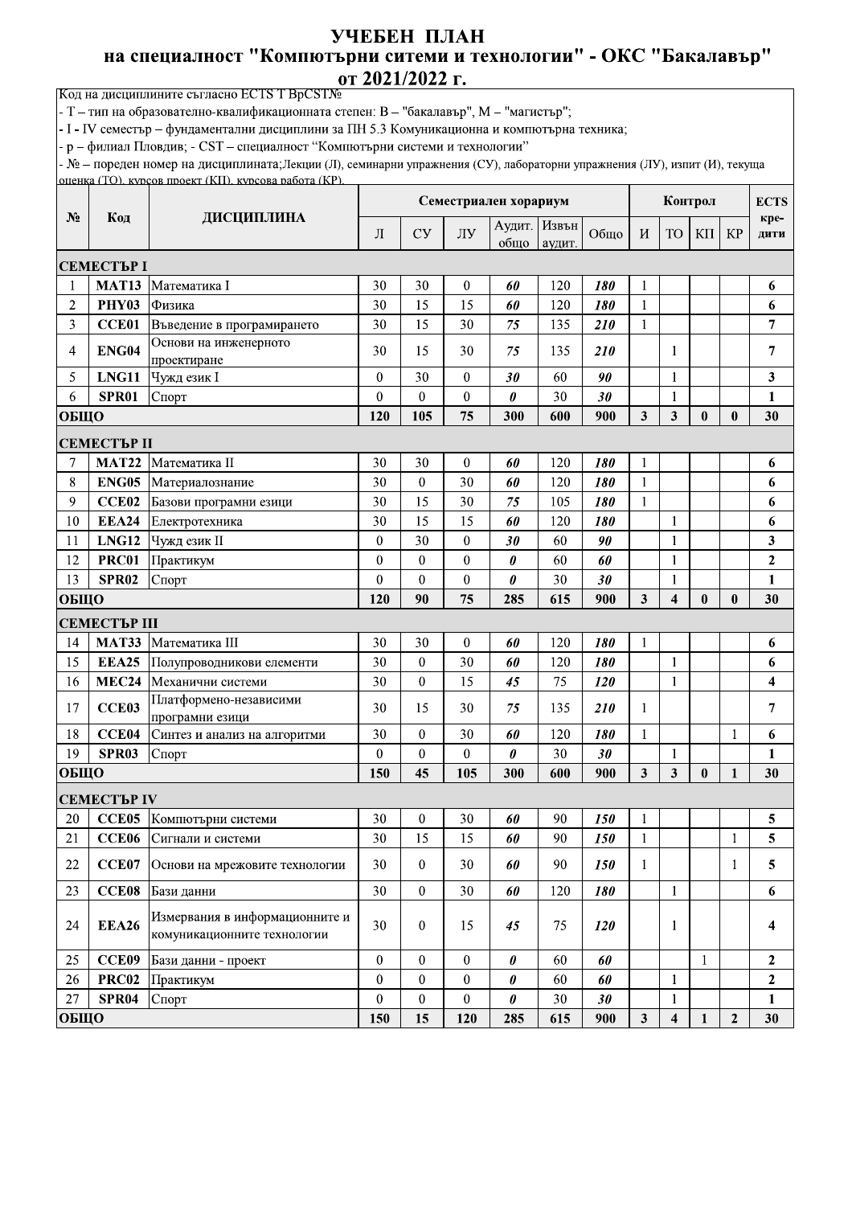# УЧЕБЕН ПЛАН
## на специалност "Компютърни ситеми и технологии" - ОКС "Бакалавър"
## от 2021/2022 г.

Код на дисциплините съгласно ECTS T BpCST№
- Т – тип на образователно-квалификационната степен: В – "бакалавър", М – "магистър";
- I - IV семестър – фундаментални дисциплини за ПН 5.3 Комуникационна и компютърна техника;
- р – филиал Пловдив; - CST – специалност "Компютърни системи и технологии"
- № – пореден номер на дисциплината;Лекции (Л), семинарни упражнения (СУ), лабораторни упражнения (ЛУ), изпит (И), текуща оценка (ТО), курсов проект (КП), курсова работа (КР).

| № | Код | ДИСЦИПЛИНА | Семестриален хорариум | | | | | | Контрол | | | | ECTS кре-дити |
|---|---|---|---|---|---|---|---|---|---|---|---|---|---|
| | | | Л | СУ | ЛУ | Аудит. общо | Извън аудит. | Общо | И | ТО | КП | КР | |
| **СЕМЕСТЪР I** | | | | | | | | | | | | | |
| 1 | **MAT13** | Математика I | 30 | 30 | 0 | ***60*** | 120 | ***180*** | 1 | | | | **6** |
| 2 | **PHY03** | Физика | 30 | 15 | 15 | ***60*** | 120 | ***180*** | 1 | | | | **6** |
| 3 | **CCE01** | Въведение в програмирането | 30 | 15 | 30 | ***75*** | 135 | ***210*** | 1 | | | | **7** |
| 4 | **ENG04** | Основи на инженерното проектиране | 30 | 15 | 30 | ***75*** | 135 | ***210*** | | 1 | | | **7** |
| 5 | **LNG11** | Чужд език I | 0 | 30 | 0 | ***30*** | 60 | ***90*** | | 1 | | | **3** |
| 6 | **SPR01** | Спорт | 0 | 0 | 0 | ***0*** | 30 | ***30*** | | 1 | | | **1** |
| **ОБЩО** | | | **120** | **105** | **75** | **300** | **600** | **900** | **3** | **3** | **0** | **0** | **30** |
| **СЕМЕСТЪР II** | | | | | | | | | | | | | |
| 7 | **MAT22** | Математика II | 30 | 30 | 0 | ***60*** | 120 | ***180*** | 1 | | | | **6** |
| 8 | **ENG05** | Материалознание | 30 | 0 | 30 | ***60*** | 120 | ***180*** | 1 | | | | **6** |
| 9 | **CCE02** | Базови програмни езици | 30 | 15 | 30 | ***75*** | 105 | ***180*** | 1 | | | | **6** |
| 10 | **EEA24** | Електротехника | 30 | 15 | 15 | ***60*** | 120 | ***180*** | | 1 | | | **6** |
| 11 | **LNG12** | Чужд език II | 0 | 30 | 0 | ***30*** | 60 | ***90*** | | 1 | | | **3** |
| 12 | **PRC01** | Практикум | 0 | 0 | 0 | ***0*** | 60 | ***60*** | | 1 | | | **2** |
| 13 | **SPR02** | Спорт | 0 | 0 | 0 | ***0*** | 30 | ***30*** | | 1 | | | **1** |
| **ОБЩО** | | | **120** | **90** | **75** | **285** | **615** | **900** | **3** | **4** | **0** | **0** | **30** |
| **СЕМЕСТЪР III** | | | | | | | | | | | | | |
| 14 | **MAT33** | Математика III | 30 | 30 | 0 | ***60*** | 120 | ***180*** | 1 | | | | **6** |
| 15 | **EEA25** | Полупроводникови елементи | 30 | 0 | 30 | ***60*** | 120 | ***180*** | | 1 | | | **6** |
| 16 | **MEC24** | Механични системи | 30 | 0 | 15 | ***45*** | 75 | ***120*** | | 1 | | | **4** |
| 17 | **CCE03** | Платформено-независими програмни езици | 30 | 15 | 30 | ***75*** | 135 | ***210*** | 1 | | | | **7** |
| 18 | **CCE04** | Синтез и анализ на алгоритми | 30 | 0 | 30 | ***60*** | 120 | ***180*** | 1 | | | 1 | **6** |
| 19 | **SPR03** | Спорт | 0 | 0 | 0 | ***0*** | 30 | ***30*** | | 1 | | | **1** |
| **ОБЩО** | | | **150** | **45** | **105** | **300** | **600** | **900** | **3** | **3** | **0** | **1** | **30** |
| **СЕМЕСТЪР IV** | | | | | | | | | | | | | |
| 20 | **CCE05** | Компютърни системи | 30 | 0 | 30 | ***60*** | 90 | ***150*** | 1 | | | | **5** |
| 21 | **CCE06** | Сигнали и системи | 30 | 15 | 15 | ***60*** | 90 | ***150*** | 1 | | | 1 | **5** |
| 22 | **CCE07** | Основи на мрежовите технологии | 30 | 0 | 30 | ***60*** | 90 | ***150*** | 1 | | | 1 | **5** |
| 23 | **CCE08** | Бази данни | 30 | 0 | 30 | ***60*** | 120 | ***180*** | | 1 | | | **6** |
| 24 | **EEA26** | Измервания в информационните и комуникационните технологии | 30 | 0 | 15 | ***45*** | 75 | ***120*** | | 1 | | | **4** |
| 25 | **CCE09** | Бази данни - проект | 0 | 0 | 0 | ***0*** | 60 | ***60*** | | | 1 | | **2** |
| 26 | **PRC02** | Практикум | 0 | 0 | 0 | ***0*** | 60 | ***60*** | | 1 | | | **2** |
| 27 | **SPR04** | Спорт | 0 | 0 | 0 | ***0*** | 30 | ***30*** | | 1 | | | **1** |
| **ОБЩО** | | | **150** | **15** | **120** | **285** | **615** | **900** | **3** | **4** | **1** | **2** | **30** |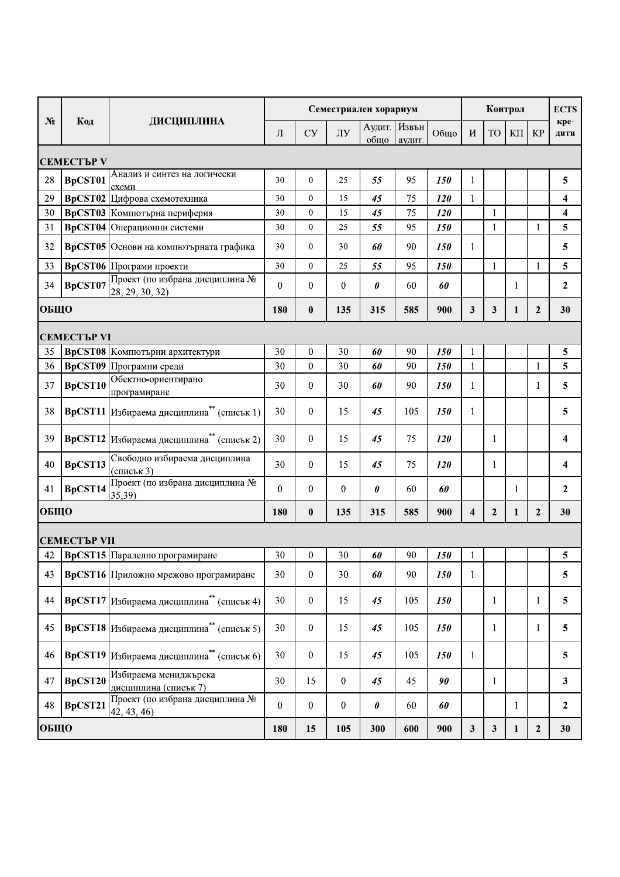| № | Код | ДИСЦИПЛИНА | Семестриален хорариум | | | | | | Контрол | | | | ECTS кре-дити |
|---|---|---|---|---|---|---|---|---|---|---|---|---|---|
| | | | Л | СУ | ЛУ | Аудит. общо | Извън аудит. | Общо | И | ТО | КП | КР | |
| **СЕМЕСТЪР V** | | | | | | | | | | | | | |
| 28 | **BpCST01** | Анализ и синтез на логически схеми | 30 | 0 | 25 | ***55*** | 95 | ***150*** | 1 | | | | **5** |
| 29 | **BpCST02** | Цифрова схемотехника | 30 | 0 | 15 | ***45*** | 75 | ***120*** | 1 | | | | **4** |
| 30 | **BpCST03** | Компютърна периферия | 30 | 0 | 15 | ***45*** | 75 | ***120*** | | 1 | | | **4** |
| 31 | **BpCST04** | Операционни системи | 30 | 0 | 25 | ***55*** | 95 | ***150*** | | 1 | | 1 | **5** |
| 32 | **BpCST05** | Основи на компютърната графика | 30 | 0 | 30 | ***60*** | 90 | ***150*** | 1 | | | | **5** |
| 33 | **BpCST06** | Програми проекти | 30 | 0 | 25 | ***55*** | 95 | ***150*** | | 1 | | 1 | **5** |
| 34 | **BpCST07** | Проект (по избрана дисциплина № 28, 29, 30, 32) | 0 | 0 | 0 | ***0*** | 60 | ***60*** | | | 1 | | **2** |
| **ОБЩО** | | | **180** | **0** | **135** | **315** | **585** | **900** | **3** | **3** | **1** | **2** | **30** |
| **СЕМЕСТЪР VI** | | | | | | | | | | | | | |
| 35 | **BpCST08** | Компютърни архитектури | 30 | 0 | 30 | ***60*** | 90 | ***150*** | 1 | | | | **5** |
| 36 | **BpCST09** | Програмни среди | 30 | 0 | 30 | ***60*** | 90 | ***150*** | 1 | | | 1 | **5** |
| 37 | **BpCST10** | Обектно-ориентирано програмиране | 30 | 0 | 30 | ***60*** | 90 | ***150*** | 1 | | | 1 | **5** |
| 38 | **BpCST11** | Избираема дисциплина** (списък 1) | 30 | 0 | 15 | ***45*** | 105 | ***150*** | 1 | | | | **5** |
| 39 | **BpCST12** | Избираема дисциплина** (списък 2) | 30 | 0 | 15 | ***45*** | 75 | ***120*** | | 1 | | | **4** |
| 40 | **BpCST13** | Свободно избираема дисциплина (списък 3) | 30 | 0 | 15 | ***45*** | 75 | ***120*** | | 1 | | | **4** |
| 41 | **BpCST14** | Проект (по избрана дисциплина № 35,39) | 0 | 0 | 0 | ***0*** | 60 | ***60*** | | | 1 | | **2** |
| **ОБЩО** | | | **180** | **0** | **135** | **315** | **585** | **900** | **4** | **2** | **1** | **2** | **30** |
| **СЕМЕСТЪР VII** | | | | | | | | | | | | | |
| 42 | **BpCST15** | Паралелно програмиране | 30 | 0 | 30 | ***60*** | 90 | ***150*** | 1 | | | | **5** |
| 43 | **BpCST16** | Приложно мрежово програмиране | 30 | 0 | 30 | ***60*** | 90 | ***150*** | 1 | | | | **5** |
| 44 | **BpCST17** | Избираема дисциплина** (списък 4) | 30 | 0 | 15 | ***45*** | 105 | ***150*** | | 1 | | 1 | **5** |
| 45 | **BpCST18** | Избираема дисциплина** (списък 5) | 30 | 0 | 15 | ***45*** | 105 | ***150*** | | 1 | | 1 | **5** |
| 46 | **BpCST19** | Избираема дисциплина** (списък 6) | 30 | 0 | 15 | ***45*** | 105 | ***150*** | 1 | | | | **5** |
| 47 | **BpCST20** | Избираема мениджърска дисциплина (списък 7) | 30 | 15 | 0 | ***45*** | 45 | ***90*** | | 1 | | | **3** |
| 48 | **BpCST21** | Проект (по избрана дисциплина № 42, 43, 46) | 0 | 0 | 0 | ***0*** | 60 | ***60*** | | | 1 | | **2** |
| **ОБЩО** | | | **180** | **15** | **105** | **300** | **600** | **900** | **3** | **3** | **1** | **2** | **30** |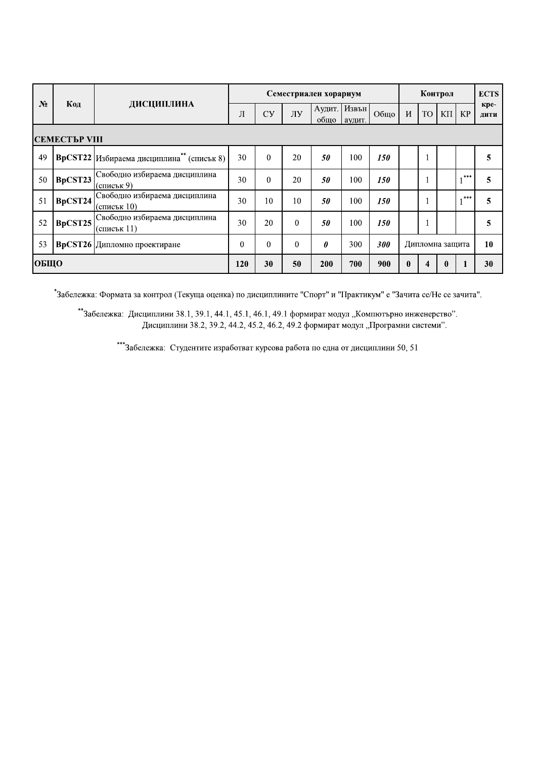| № | Код | ДИСЦИПЛИНА | Семестриален хорариум | | | | | | Контрол | | | | ECTS кре-дити |
|---|---|---|---|---|---|---|---|---|---|---|---|---|---|
| | | | Л | СУ | ЛУ | Аудит. общо | Извън аудит. | Общо | И | ТО | КП | КР | |
| **СЕМЕСТЪР VIII** | | | | | | | | | | | | | |
| 49 | **BpCST22** | Избираема дисциплина** (списък 8) | 30 | 0 | 20 | ***50*** | 100 | ***150*** | | 1 | | | **5** |
| 50 | **BpCST23** | Свободно избираема дисциплина (списък 9) | 30 | 0 | 20 | ***50*** | 100 | ***150*** | | 1 | | 1*** | **5** |
| 51 | **BpCST24** | Свободно избираема дисциплина (списък 10) | 30 | 10 | 10 | ***50*** | 100 | ***150*** | | 1 | | 1*** | **5** |
| 52 | **BpCST25** | Свободно избираема дисциплина (списък 11) | 30 | 20 | 0 | ***50*** | 100 | ***150*** | | 1 | | | **5** |
| 53 | **BpCST26** | Дипломно проектиране | 0 | 0 | 0 | ***0*** | 300 | ***300*** | Дипломна защита | | | | **10** |
| **ОБЩО** | | | **120** | **30** | **50** | **200** | **700** | **900** | **0** | **4** | **0** | **1** | **30** |

*Забележка: Формата за контрол (Текуща оценка) по дисциплините "Спорт" и "Практикум" е "Зачита се/Не се зачита".

**Забележка: Дисциплини 38.1, 39.1, 44.1, 45.1, 46.1, 49.1 формират модул „Компютърно инженерство".
Дисциплини 38.2, 39.2, 44.2, 45.2, 46.2, 49.2 формират модул „Програмни системи".

***Забележка: Студентите изработват курсова работа по една от дисциплини 50, 51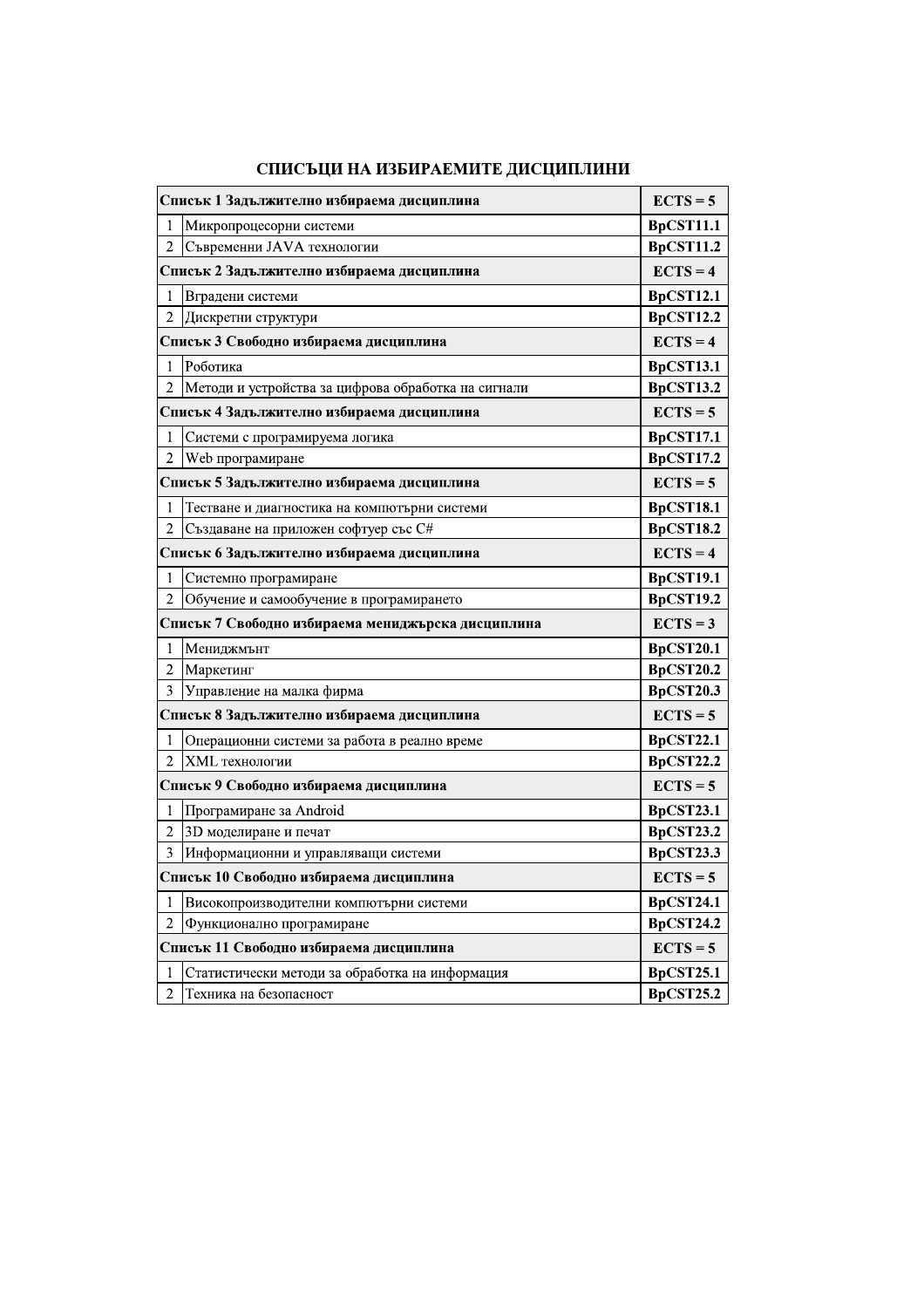## СПИСЪЦИ НА ИЗБИРАЕМИТЕ ДИСЦИПЛИНИ

| | | |
|---|---|---|
| **Списък 1 Задължително избираема дисциплина** | | **ECTS = 5** |
| 1 | Микропроцесорни системи | **BpCST11.1** |
| 2 | Съвременни JAVA технологии | **BpCST11.2** |
| **Списък 2 Задължително избираема дисциплина** | | **ECTS = 4** |
| 1 | Вградени системи | **BpCST12.1** |
| 2 | Дискретни структури | **BpCST12.2** |
| **Списък 3 Свободно избираема дисциплина** | | **ECTS = 4** |
| 1 | Роботика | **BpCST13.1** |
| 2 | Методи и устройства за цифрова обработка на сигнали | **BpCST13.2** |
| **Списък 4 Задължително избираема дисциплина** | | **ECTS = 5** |
| 1 | Системи с програмируема логика | **BpCST17.1** |
| 2 | Web програмиране | **BpCST17.2** |
| **Списък 5 Задължително избираема дисциплина** | | **ECTS = 5** |
| 1 | Тестване и диагностика на компютърни системи | **BpCST18.1** |
| 2 | Създаване на приложен софтуер със C# | **BpCST18.2** |
| **Списък 6 Задължително избираема дисциплина** | | **ECTS = 4** |
| 1 | Системно програмиране | **BpCST19.1** |
| 2 | Обучение и самообучение в програмирането | **BpCST19.2** |
| **Списък 7 Свободно избираема мениджърска дисциплина** | | **ECTS = 3** |
| 1 | Мениджмънт | **BpCST20.1** |
| 2 | Маркетинг | **BpCST20.2** |
| 3 | Управление на малка фирма | **BpCST20.3** |
| **Списък 8 Задължително избираема дисциплина** | | **ECTS = 5** |
| 1 | Операционни системи за работа в реално време | **BpCST22.1** |
| 2 | XML технологии | **BpCST22.2** |
| **Списък 9 Свободно избираема дисциплина** | | **ECTS = 5** |
| 1 | Програмиране за Android | **BpCST23.1** |
| 2 | 3D моделиране и печат | **BpCST23.2** |
| 3 | Информационни и управляващи системи | **BpCST23.3** |
| **Списък 10 Свободно избираема дисциплина** | | **ECTS = 5** |
| 1 | Високопроизводителни компютърни системи | **BpCST24.1** |
| 2 | Функционално програмиране | **BpCST24.2** |
| **Списък 11 Свободно избираема дисциплина** | | **ECTS = 5** |
| 1 | Статистически методи за обработка на информация | **BpCST25.1** |
| 2 | Техника на безопасност | **BpCST25.2** |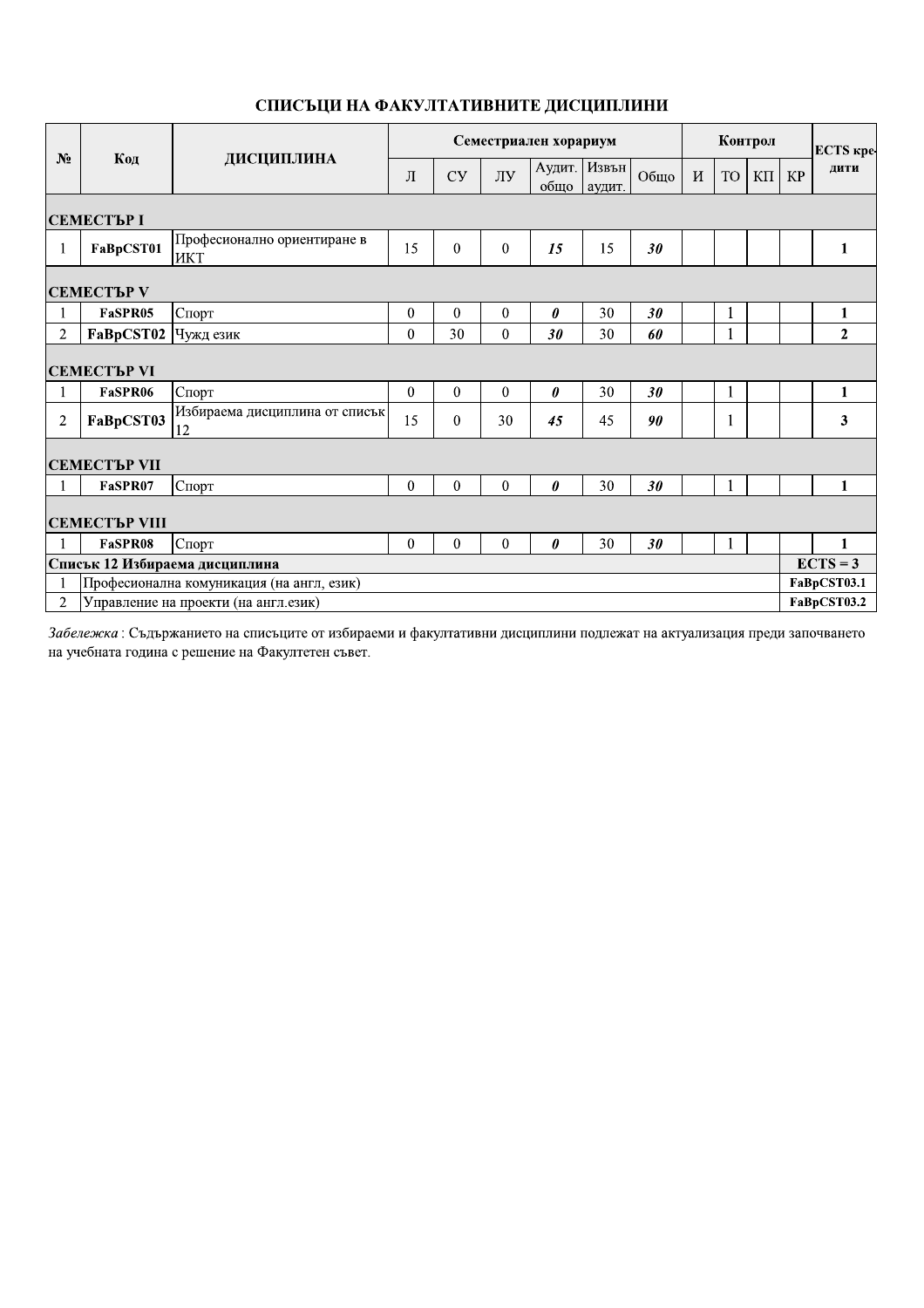## СПИСЪЦИ НА ФАКУЛТАТИВНИТЕ ДИСЦИПЛИНИ

| № | Код | ДИСЦИПЛИНА | Семестриален хорариум | | | | | | Контрол | | | | ECTS кре-дити |
|---|---|---|---|---|---|---|---|---|---|---|---|---|---|
| | | | Л | СУ | ЛУ | Аудит. общо | Извън аудит. | Общо | И | ТО | КП | КР | |
| **СЕМЕСТЪР I** | | | | | | | | | | | | | |
| 1 | **FaBpCST01** | Професионално ориентиране в ИКТ | 15 | 0 | 0 | ***15*** | 15 | ***30*** | | | | | **1** |
| **СЕМЕСТЪР V** | | | | | | | | | | | | | |
| 1 | **FaSPR05** | Спорт | 0 | 0 | 0 | ***0*** | 30 | ***30*** | | 1 | | | **1** |
| 2 | **FaBpCST02** | Чужд език | 0 | 30 | 0 | ***30*** | 30 | ***60*** | | 1 | | | **2** |
| **СЕМЕСТЪР VI** | | | | | | | | | | | | | |
| 1 | **FaSPR06** | Спорт | 0 | 0 | 0 | ***0*** | 30 | ***30*** | | 1 | | | **1** |
| 2 | **FaBpCST03** | Избираема дисциплина от списък 12 | 15 | 0 | 30 | ***45*** | 45 | ***90*** | | 1 | | | **3** |
| **СЕМЕСТЪР VII** | | | | | | | | | | | | | |
| 1 | **FaSPR07** | Спорт | 0 | 0 | 0 | ***0*** | 30 | ***30*** | | 1 | | | **1** |
| **СЕМЕСТЪР VIII** | | | | | | | | | | | | | |
| 1 | **FaSPR08** | Спорт | 0 | 0 | 0 | ***0*** | 30 | ***30*** | | 1 | | | **1** |
| **Списък 12 Избираема дисциплина** | | | | | | | | | | | | | **ECTS = 3** |
| 1 | Професионална комуникация (на англ, език) | | | | | | | | | | | | **FaBpCST03.1** |
| 2 | Управление на проекти (на англ.език) | | | | | | | | | | | | **FaBpCST03.2** |

*Забележка* : Съдържанието на списъците от избираеми и факултативни дисциплини подлежат на актуализация преди започването на учебната година с решение на Факултетен съвет.